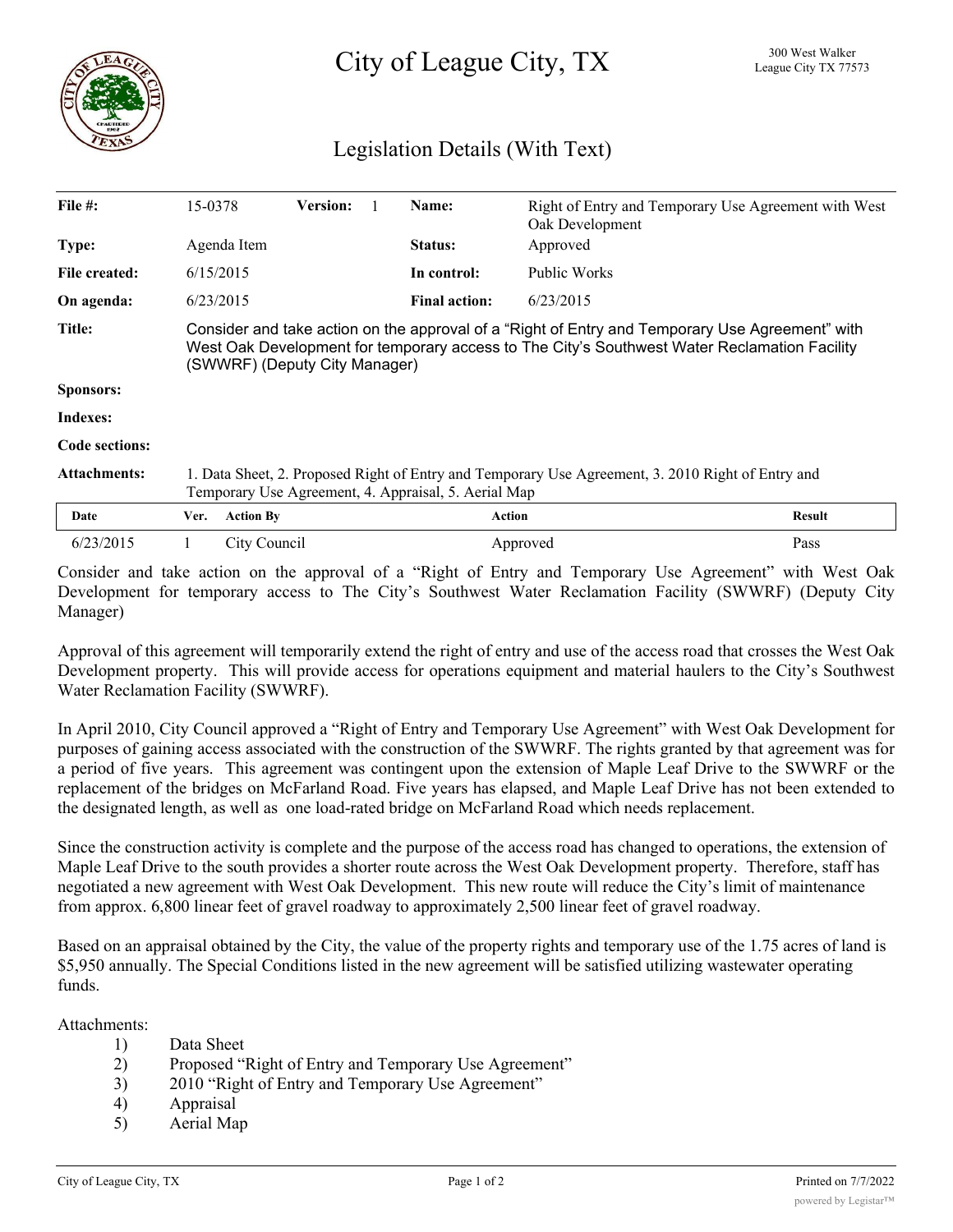# City of League City, TX

300 West Walker
League City TX 77573

## Legislation Details (With Text)

| | | | | | |
|---|---|---|---|---|---|
| **File #:** | 15-0378 | **Version:** 1 | **Name:** | Right of Entry and Temporary Use Agreement with West Oak Development | |
| **Type:** | Agenda Item | | **Status:** | Approved | |
| **File created:** | 6/15/2015 | | **In control:** | Public Works | |
| **On agenda:** | 6/23/2015 | | **Final action:** | 6/23/2015 | |

**Title:** Consider and take action on the approval of a "Right of Entry and Temporary Use Agreement" with West Oak Development for temporary access to The City's Southwest Water Reclamation Facility (SWWRF) (Deputy City Manager)

**Sponsors:**

**Indexes:**

**Code sections:**

**Attachments:** 1. Data Sheet, 2. Proposed Right of Entry and Temporary Use Agreement, 3. 2010 Right of Entry and Temporary Use Agreement, 4. Appraisal, 5. Aerial Map

| Date | Ver. | Action By | Action | Result |
|---|---|---|---|---|
| 6/23/2015 | 1 | City Council | Approved | Pass |

Consider and take action on the approval of a "Right of Entry and Temporary Use Agreement" with West Oak Development for temporary access to The City's Southwest Water Reclamation Facility (SWWRF) (Deputy City Manager)

Approval of this agreement will temporarily extend the right of entry and use of the access road that crosses the West Oak Development property. This will provide access for operations equipment and material haulers to the City's Southwest Water Reclamation Facility (SWWRF).

In April 2010, City Council approved a "Right of Entry and Temporary Use Agreement" with West Oak Development for purposes of gaining access associated with the construction of the SWWRF. The rights granted by that agreement was for a period of five years. This agreement was contingent upon the extension of Maple Leaf Drive to the SWWRF or the replacement of the bridges on McFarland Road. Five years has elapsed, and Maple Leaf Drive has not been extended to the designated length, as well as one load-rated bridge on McFarland Road which needs replacement.

Since the construction activity is complete and the purpose of the access road has changed to operations, the extension of Maple Leaf Drive to the south provides a shorter route across the West Oak Development property. Therefore, staff has negotiated a new agreement with West Oak Development. This new route will reduce the City's limit of maintenance from approx. 6,800 linear feet of gravel roadway to approximately 2,500 linear feet of gravel roadway.

Based on an appraisal obtained by the City, the value of the property rights and temporary use of the 1.75 acres of land is $5,950 annually. The Special Conditions listed in the new agreement will be satisfied utilizing wastewater operating funds.

Attachments:

1) Data Sheet
2) Proposed "Right of Entry and Temporary Use Agreement"
3) 2010 "Right of Entry and Temporary Use Agreement"
4) Appraisal
5) Aerial Map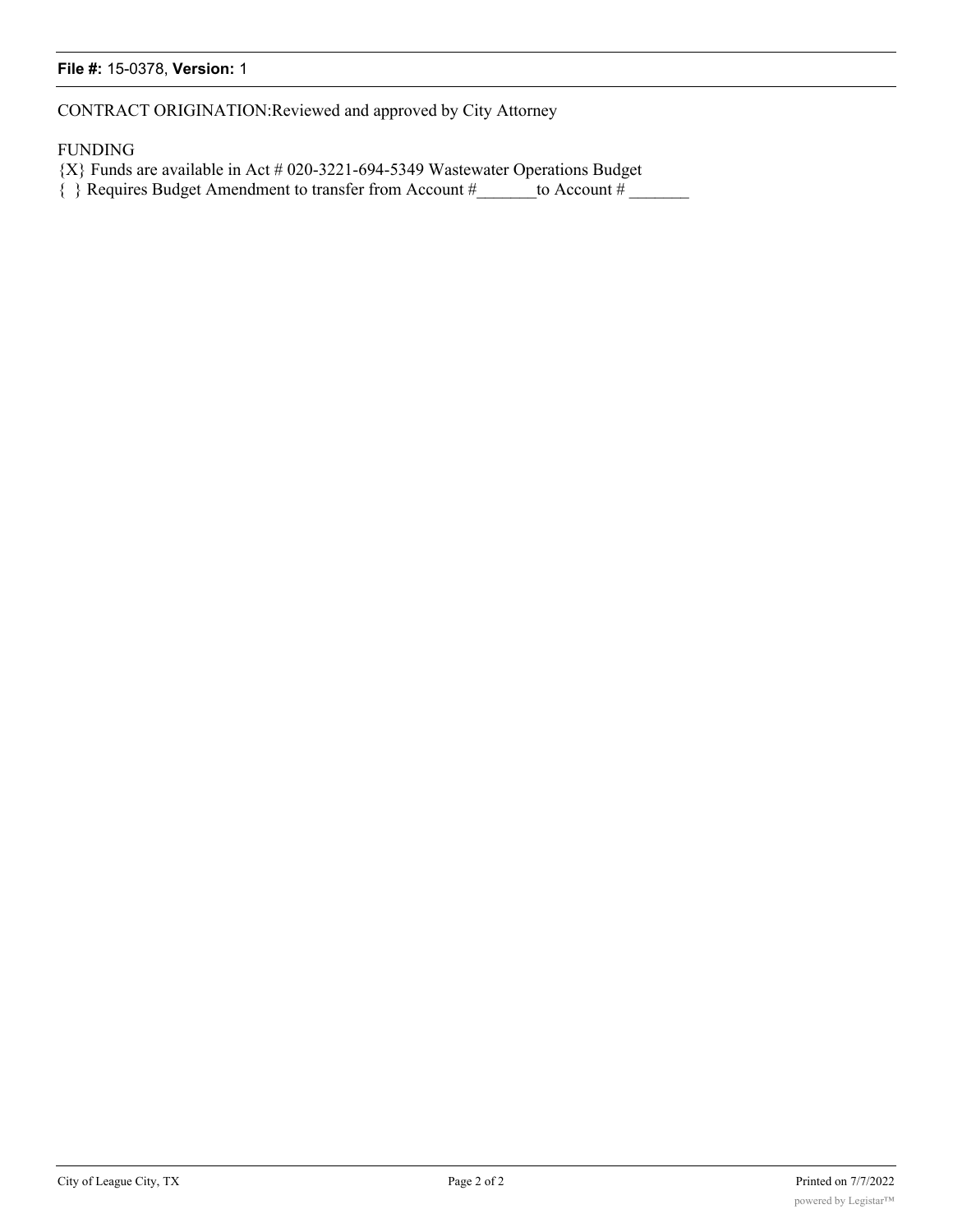CONTRACT ORIGINATION:Reviewed and approved by City Attorney

FUNDING

{X} Funds are available in Act # 020-3221-694-5349 Wastewater Operations Budget

{ } Requires Budget Amendment to transfer from Account #_______to Account # _______